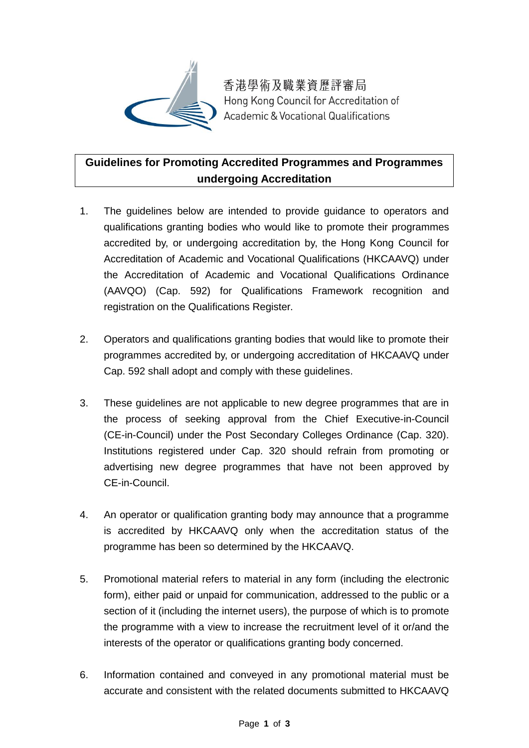香港學術及職業資歷評審局
Hong Kong Council for Accreditation of Academic & Vocational Qualifications

# Guidelines for Promoting Accredited Programmes and Programmes undergoing Accreditation

1. The guidelines below are intended to provide guidance to operators and qualifications granting bodies who would like to promote their programmes accredited by, or undergoing accreditation by, the Hong Kong Council for Accreditation of Academic and Vocational Qualifications (HKCAAVQ) under the Accreditation of Academic and Vocational Qualifications Ordinance (AAVQO) (Cap. 592) for Qualifications Framework recognition and registration on the Qualifications Register.

2. Operators and qualifications granting bodies that would like to promote their programmes accredited by, or undergoing accreditation of HKCAAVQ under Cap. 592 shall adopt and comply with these guidelines.

3. These guidelines are not applicable to new degree programmes that are in the process of seeking approval from the Chief Executive-in-Council (CE-in-Council) under the Post Secondary Colleges Ordinance (Cap. 320). Institutions registered under Cap. 320 should refrain from promoting or advertising new degree programmes that have not been approved by CE-in-Council.

4. An operator or qualification granting body may announce that a programme is accredited by HKCAAVQ only when the accreditation status of the programme has been so determined by the HKCAAVQ.

5. Promotional material refers to material in any form (including the electronic form), either paid or unpaid for communication, addressed to the public or a section of it (including the internet users), the purpose of which is to promote the programme with a view to increase the recruitment level of it or/and the interests of the operator or qualifications granting body concerned.

6. Information contained and conveyed in any promotional material must be accurate and consistent with the related documents submitted to HKCAAVQ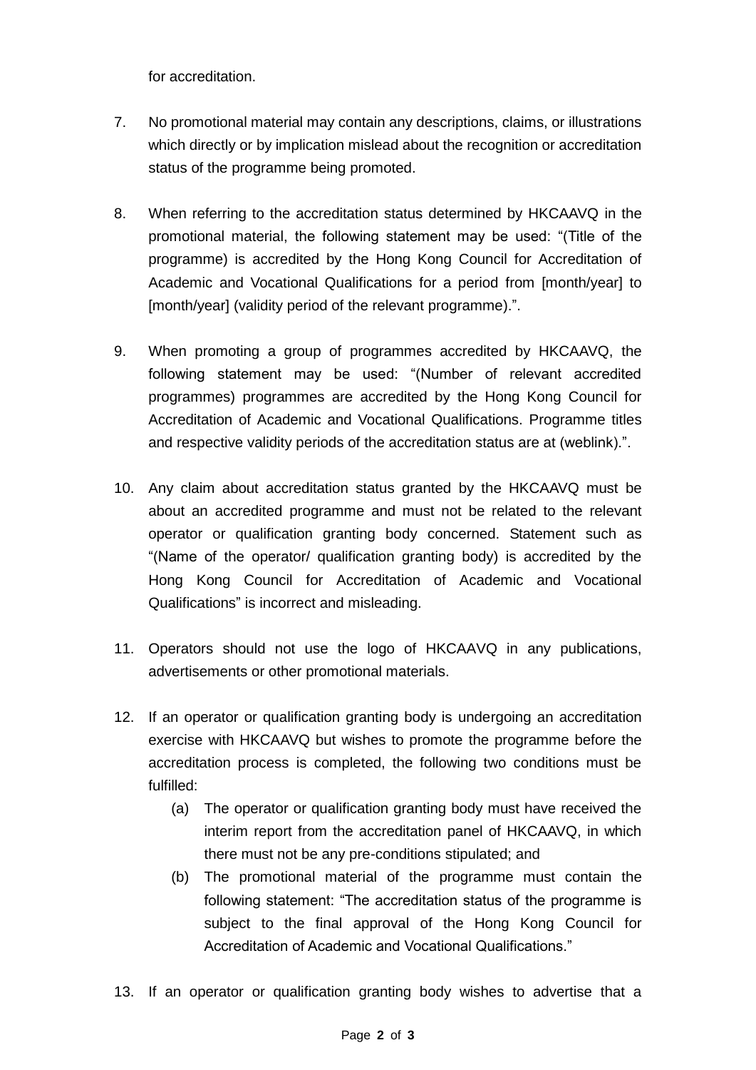for accreditation.

7. No promotional material may contain any descriptions, claims, or illustrations which directly or by implication mislead about the recognition or accreditation status of the programme being promoted.

8. When referring to the accreditation status determined by HKCAAVQ in the promotional material, the following statement may be used: "(Title of the programme) is accredited by the Hong Kong Council for Accreditation of Academic and Vocational Qualifications for a period from [month/year] to [month/year] (validity period of the relevant programme).".

9. When promoting a group of programmes accredited by HKCAAVQ, the following statement may be used: "(Number of relevant accredited programmes) programmes are accredited by the Hong Kong Council for Accreditation of Academic and Vocational Qualifications. Programme titles and respective validity periods of the accreditation status are at (weblink).".

10. Any claim about accreditation status granted by the HKCAAVQ must be about an accredited programme and must not be related to the relevant operator or qualification granting body concerned. Statement such as "(Name of the operator/ qualification granting body) is accredited by the Hong Kong Council for Accreditation of Academic and Vocational Qualifications" is incorrect and misleading.

11. Operators should not use the logo of HKCAAVQ in any publications, advertisements or other promotional materials.

12. If an operator or qualification granting body is undergoing an accreditation exercise with HKCAAVQ but wishes to promote the programme before the accreditation process is completed, the following two conditions must be fulfilled:
    (a) The operator or qualification granting body must have received the interim report from the accreditation panel of HKCAAVQ, in which there must not be any pre-conditions stipulated; and
    (b) The promotional material of the programme must contain the following statement: "The accreditation status of the programme is subject to the final approval of the Hong Kong Council for Accreditation of Academic and Vocational Qualifications."

13. If an operator or qualification granting body wishes to advertise that a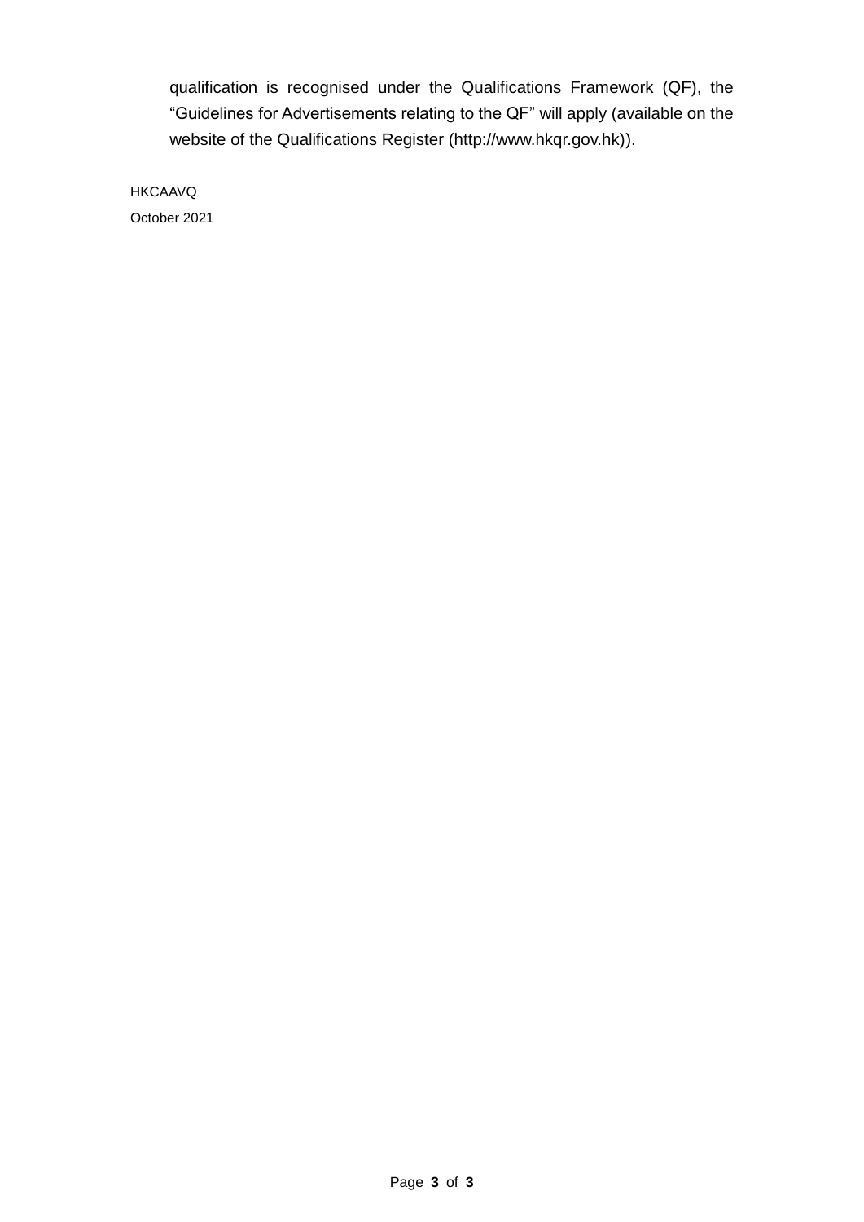qualification is recognised under the Qualifications Framework (QF), the "Guidelines for Advertisements relating to the QF" will apply (available on the website of the Qualifications Register (http://www.hkqr.gov.hk)).

HKCAAVQ

October 2021